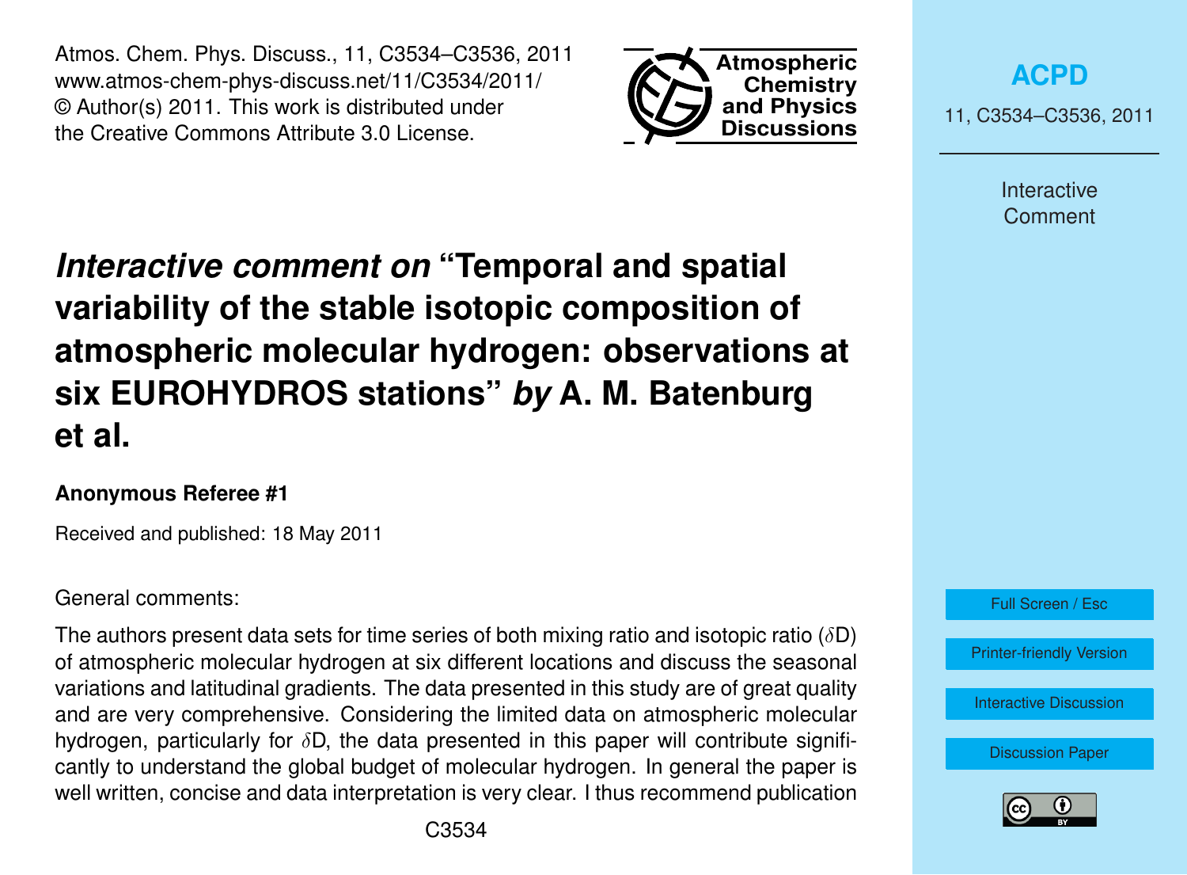# *Interactive comment on* "Temporal and spatial variability of the stable isotopic composition of atmospheric molecular hydrogen: observations at six EUROHYDROS stations" *by* A. M. Batenburg et al.

**Anonymous Referee #1**

Received and published: 18 May 2011

General comments:

The authors present data sets for time series of both mixing ratio and isotopic ratio ($\delta$D) of atmospheric molecular hydrogen at six different locations and discuss the seasonal variations and latitudinal gradients. The data presented in this study are of great quality and are very comprehensive. Considering the limited data on atmospheric molecular hydrogen, particularly for $\delta$D, the data presented in this paper will contribute significantly to understand the global budget of molecular hydrogen. In general the paper is well written, concise and data interpretation is very clear. I thus recommend publication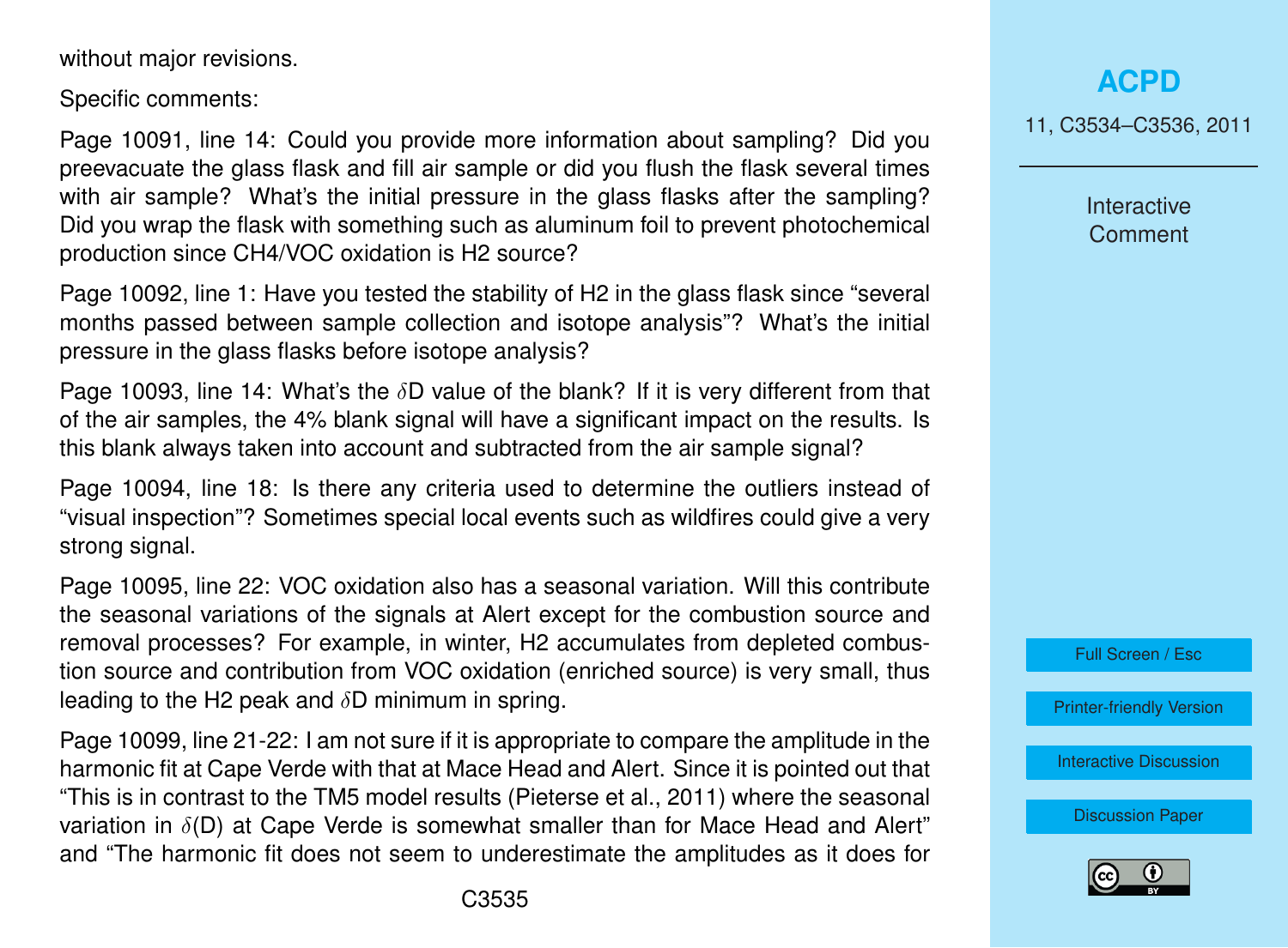without major revisions.

Specific comments:

Page 10091, line 14: Could you provide more information about sampling? Did you preevacuate the glass flask and fill air sample or did you flush the flask several times with air sample? What's the initial pressure in the glass flasks after the sampling? Did you wrap the flask with something such as aluminum foil to prevent photochemical production since $CH_4$/VOC oxidation is $H_2$ source?

Page 10092, line 1: Have you tested the stability of $H_2$ in the glass flask since "several months passed between sample collection and isotope analysis"? What's the initial pressure in the glass flasks before isotope analysis?

Page 10093, line 14: What's the $\delta$D value of the blank? If it is very different from that of the air samples, the 4% blank signal will have a significant impact on the results. Is this blank always taken into account and subtracted from the air sample signal?

Page 10094, line 18: Is there any criteria used to determine the outliers instead of "visual inspection"? Sometimes special local events such as wildfires could give a very strong signal.

Page 10095, line 22: VOC oxidation also has a seasonal variation. Will this contribute the seasonal variations of the signals at Alert except for the combustion source and removal processes? For example, in winter, $H_2$ accumulates from depleted combustion source and contribution from VOC oxidation (enriched source) is very small, thus leading to the $H_2$ peak and $\delta$D minimum in spring.

Page 10099, line 21-22: I am not sure if it is appropriate to compare the amplitude in the harmonic fit at Cape Verde with that at Mace Head and Alert. Since it is pointed out that "This is in contrast to the TM5 model results (Pieterse et al., 2011) where the seasonal variation in $\delta$(D) at Cape Verde is somewhat smaller than for Mace Head and Alert" and "The harmonic fit does not seem to underestimate the amplitudes as it does for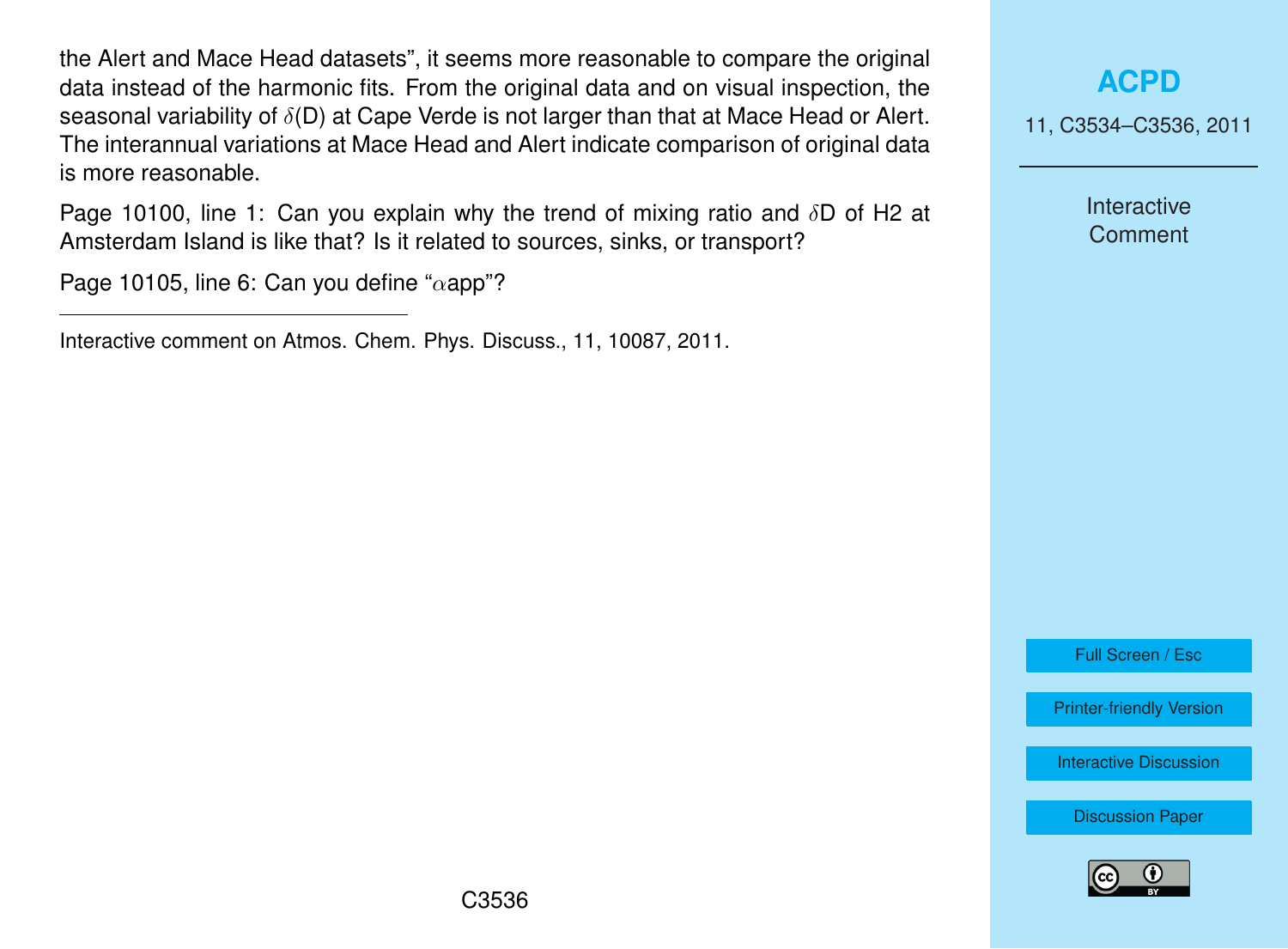the Alert and Mace Head datasets", it seems more reasonable to compare the original data instead of the harmonic fits. From the original data and on visual inspection, the seasonal variability of $\delta$(D) at Cape Verde is not larger than that at Mace Head or Alert. The interannual variations at Mace Head and Alert indicate comparison of original data is more reasonable.

Page 10100, line 1: Can you explain why the trend of mixing ratio and $\delta$D of H2 at Amsterdam Island is like that? Is it related to sources, sinks, or transport?

Page 10105, line 6: Can you define "$\alpha$app"?

---

Interactive comment on Atmos. Chem. Phys. Discuss., 11, 10087, 2011.